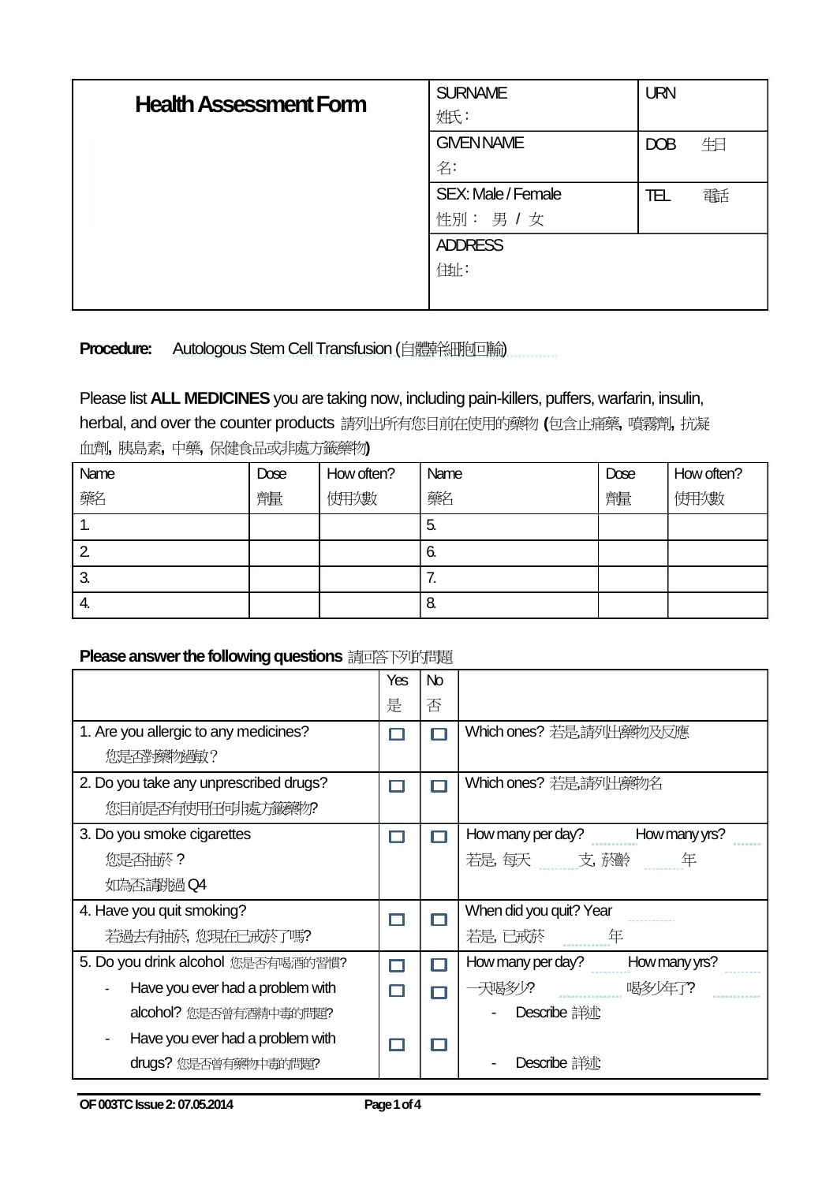# Health Assessment Form

| SURNAME 姓氏： | URN |
|---|---|
| GIVEN NAME 名： | DOB 生日 |
| SEX: Male / Female 性別： 男 / 女 | TEL 電話 |
| ADDRESS 住址： | |

**Procedure:** Autologous Stem Cell Transfusion (自體幹細胞回輸)

Please list **ALL MEDICINES** you are taking now, including pain-killers, puffers, warfarin, insulin, herbal, and over the counter products 請列出所有您目前在使用的藥物 **(**包含止痛藥, 噴霧劑, 抗凝血劑, 胰島素, 中藥, 保健食品或非處方籤藥物**)**

| Name 藥名 | Dose 劑量 | How often? 使用次數 | Name 藥名 | Dose 劑量 | How often? 使用次數 |
|---|---|---|---|---|---|
| 1. | | | 5. | | |
| 2. | | | 6. | | |
| 3. | | | 7. | | |
| 4. | | | 8. | | |

**Please answer the following questions** 請回答下列的問題

| | Yes 是 | No 否 | |
|---|---|---|---|
| 1. Are you allergic to any medicines? 您是否對藥物過敏? | ☐ | ☐ | Which ones? 若是,請列出藥物及反應 |
| 2. Do you take any unprescribed drugs? 您目前是否有使用任何非處方籤藥物? | ☐ | ☐ | Which ones? 若是,請列出藥物名 |
| 3. Do you smoke cigarettes 您是否抽菸? 如為否,請跳過 Q4 | ☐ | ☐ | How many per day? ______ How many yrs? ______ 若是, 每天 ______支, 菸齡 ______年 |
| 4. Have you quit smoking? 若過去有抽菸, 您現在已戒菸了嗎? | ☐ | ☐ | When did you quit? Year ______ 若是, 已戒菸 ______年 |
| 5. Do you drink alcohol 您是否有喝酒的習慣? | ☐ | ☐ | How many per day? ______ How many yrs? ______ 一天喝多少? ______ 喝多少年了? ______ |
| - Have you ever had a problem with alcohol? 您是否曾有酒精中毒的問題? | ☐ | ☐ | - Describe 詳述 |
| - Have you ever had a problem with drugs? 您是否曾有藥物中毒的問題? | ☐ | ☐ | - Describe 詳述 |

OF 003TC Issue 2: 07.05.2014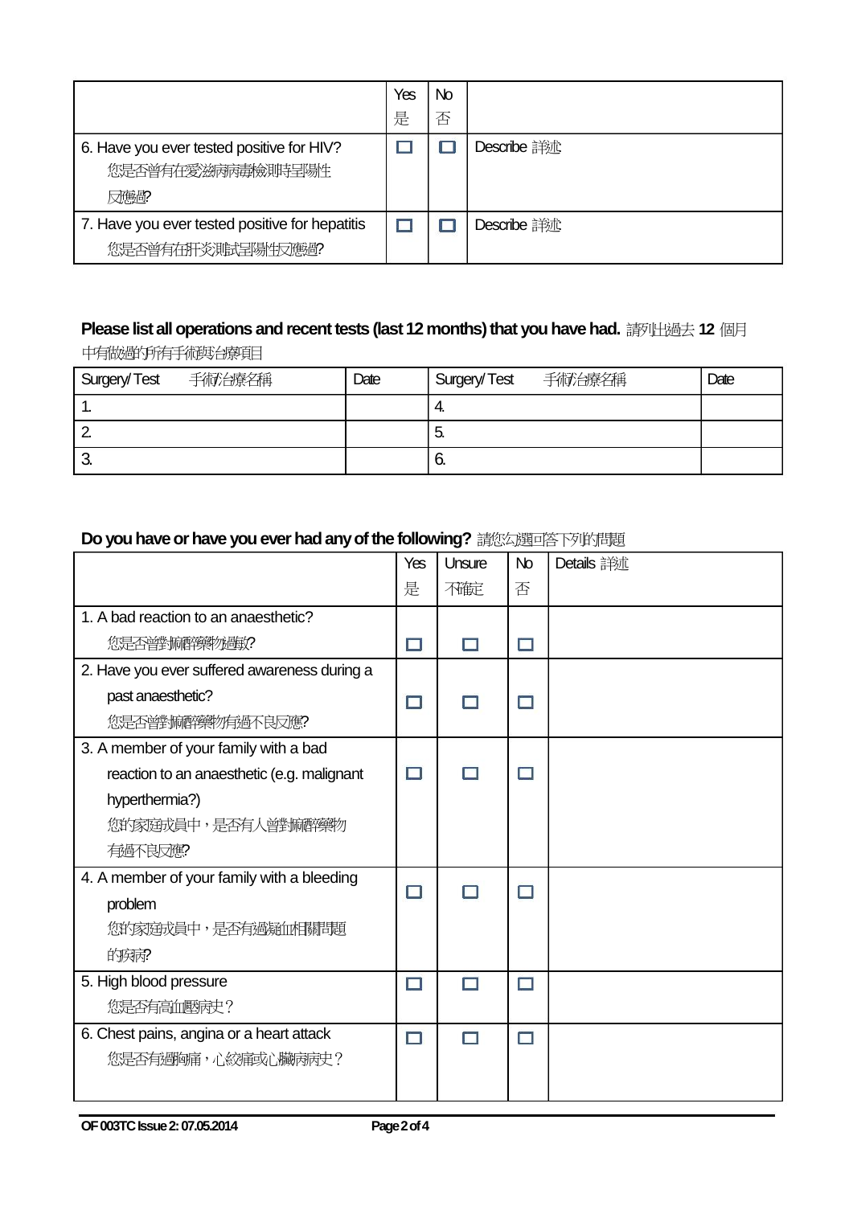| | Yes 是 | No 否 | |
|---|---|---|---|
| 6. Have you ever tested positive for HIV? 您是否曾有在愛滋病病毒檢測時呈陽性反應過? | ☐ | ☐ | Describe 詳述 |
| 7. Have you ever tested positive for hepatitis 您是否曾有在肝炎測試呈陽性反應過? | ☐ | ☐ | Describe 詳述 |

**Please list all operations and recent tests (last 12 months) that you have had.** 請列出過去 **12** 個月中有做過的所有手術與治療項目

| Surgery/ Test 手術/治療名稱 | Date | Surgery/ Test 手術/治療名稱 | Date |
|---|---|---|---|
| 1. | | 4. | |
| 2. | | 5. | |
| 3. | | 6. | |

**Do you have or have you ever had any of the following?** 請您勾選回答下列的問題

| | Yes 是 | Unsure 不確定 | No 否 | Details 詳述 |
|---|---|---|---|---|
| 1. A bad reaction to an anaesthetic? 您是否曾對麻醉藥物過敏? | ☐ | ☐ | ☐ | |
| 2. Have you ever suffered awareness during a past anaesthetic? 您是否曾對麻醉藥物有過不良反應? | ☐ | ☐ | ☐ | |
| 3. A member of your family with a bad reaction to an anaesthetic (e.g. malignant hyperthermia?) 您的家庭成員中，是否有人曾對麻醉藥物有過不良反應? | ☐ | ☐ | ☐ | |
| 4. A member of your family with a bleeding problem 您的家庭成員中，是否有過凝血相關問題的疾病? | ☐ | ☐ | ☐ | |
| 5. High blood pressure 您是否有高血壓病史? | ☐ | ☐ | ☐ | |
| 6. Chest pains, angina or a heart attack 您是否有過胸痛，心絞痛或心臟病病史? | ☐ | ☐ | ☐ | |

**OF 003TC Issue 2: 07.05.2014**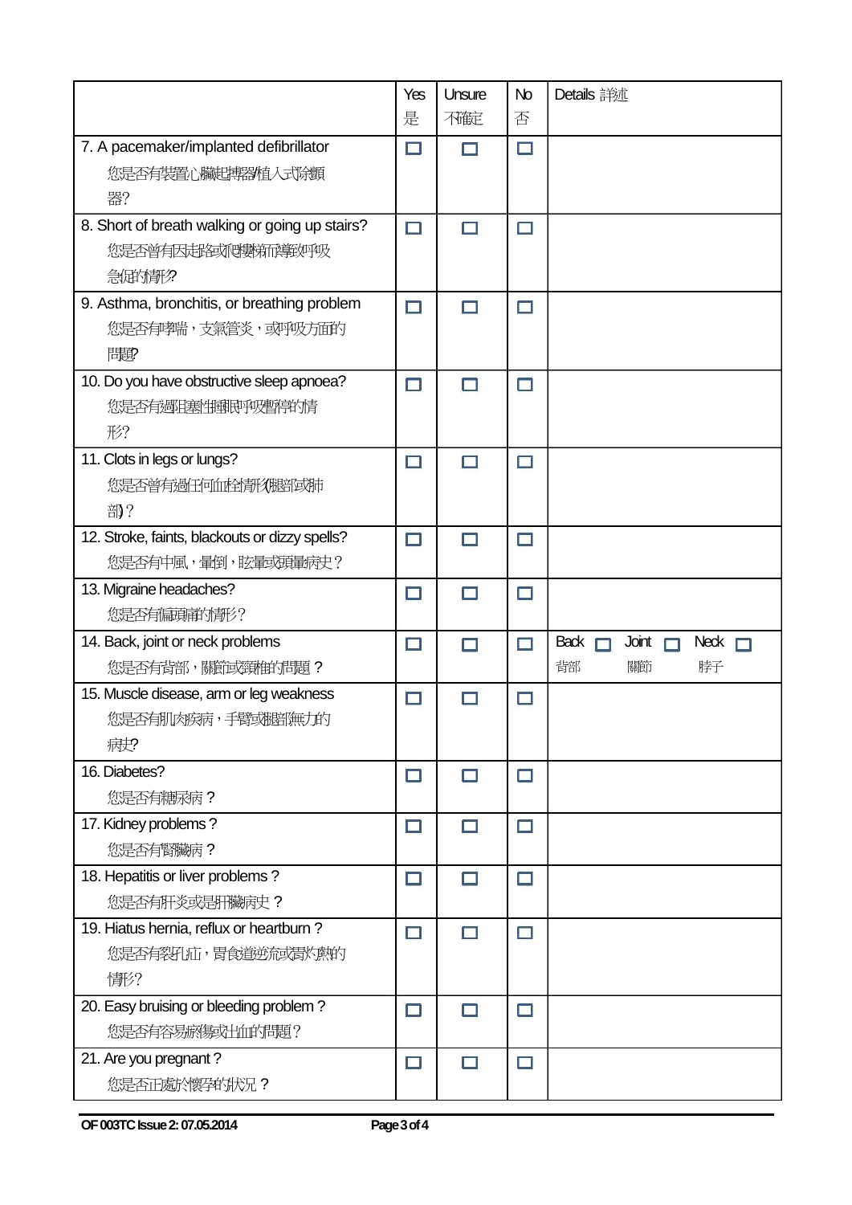| | Yes 是 | Unsure 不確定 | No 否 | Details 詳述 |
|---|---|---|---|---|
| 7. A pacemaker/implanted defibrillator<br>您是否有裝置心臟起搏器/植入式除顫器? | ☐ | ☐ | ☐ | |
| 8. Short of breath walking or going up stairs?<br>您是否曾有因走路或爬樓梯而導致呼吸急促的情形? | ☐ | ☐ | ☐ | |
| 9. Asthma, bronchitis, or breathing problem<br>您是否有哮喘，支氣管炎，或呼吸方面的問題? | ☐ | ☐ | ☐ | |
| 10. Do you have obstructive sleep apnoea?<br>您是否有過阻塞性睡眠呼吸暫停的情形? | ☐ | ☐ | ☐ | |
| 11. Clots in legs or lungs?<br>您是否曾有過任何血栓情形(腿部或肺部)? | ☐ | ☐ | ☐ | |
| 12. Stroke, faints, blackouts or dizzy spells?<br>您是否有中風，暈倒，眩暈或頭暈病史? | ☐ | ☐ | ☐ | |
| 13. Migraine headaches?<br>您是否有偏頭痛的情形? | ☐ | ☐ | ☐ | |
| 14. Back, joint or neck problems<br>您是否有背部，關節或頸椎的問題? | ☐ | ☐ | ☐ | Back 背部 ☐ Joint 關節 ☐ Neck 脖子 ☐ |
| 15. Muscle disease, arm or leg weakness<br>您是否有肌肉疾病，手臂或腿部無力的病史? | ☐ | ☐ | ☐ | |
| 16. Diabetes?<br>您是否有糖尿病? | ☐ | ☐ | ☐ | |
| 17. Kidney problems?<br>您是否有腎臟病? | ☐ | ☐ | ☐ | |
| 18. Hepatitis or liver problems?<br>您是否有肝炎或是肝臟病史? | ☐ | ☐ | ☐ | |
| 19. Hiatus hernia, reflux or heartburn?<br>您是否有裂孔疝，胃食道逆流或胃灼熱的情形? | ☐ | ☐ | ☐ | |
| 20. Easy bruising or bleeding problem?<br>您是否有容易瘀傷或出血的問題? | ☐ | ☐ | ☐ | |
| 21. Are you pregnant?<br>您是否正處於懷孕的狀況? | ☐ | ☐ | ☐ | |

**OF 003TC Issue 2: 07.05.2014**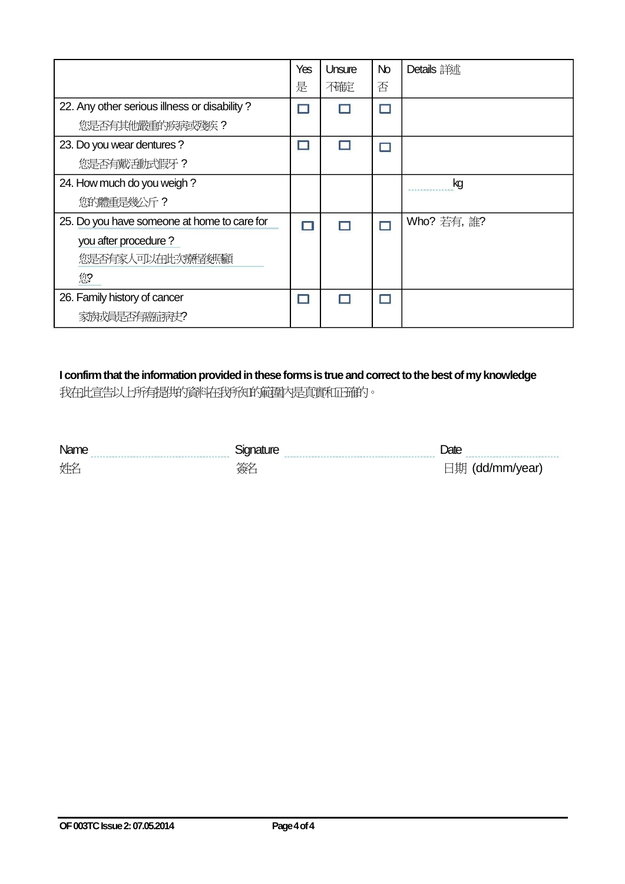| | Yes 是 | Unsure 不確定 | No 否 | Details 詳述 |
|---|---|---|---|---|
| 22. Any other serious illness or disability ?<br>您是否有其他嚴重的疾病或殘疾 ? | ☐ | ☐ | ☐ | |
| 23. Do you wear dentures ?<br>您是否有戴活動式假牙 ? | ☐ | ☐ | ☐ | |
| 24. How much do you weigh ?<br>您的體重是幾公斤 ? | | | | ............... kg |
| 25. Do you have someone at home to care for you after procedure ?<br>您是否有家人可以在此次療程後照顧您? | ☐ | ☐ | ☐ | Who? 若有, 誰? |
| 26. Family history of cancer<br>家族成員是否有癌症病史? | ☐ | ☐ | ☐ | |

**I confirm that the information provided in these forms is true and correct to the best of my knowledge**
我在此宣告以上所有提供的資料在我所知的範圍內是真實和正確的。

Name ........................................ Signature ........................................ Date ..............................
姓名 簽名 日期 (dd/mm/year)

OF 003TC Issue 2: 07.05.2014